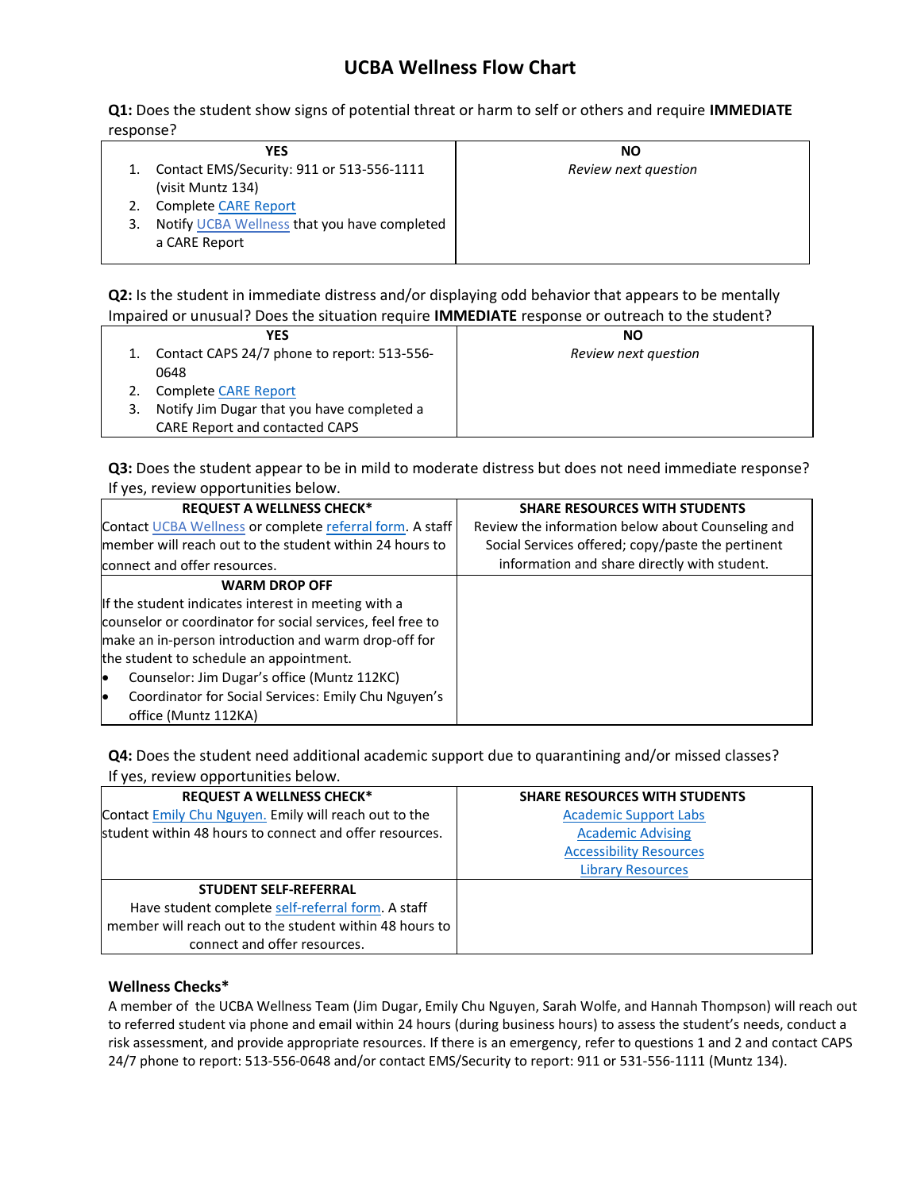# UCBA Wellness Flow Chart

**Q1:** Does the student show signs of potential threat or harm to self or others and require **IMMEDIATE** response?

| YES | NO |
|---|---|
| 1. Contact EMS/Security: 911 or 513-556-1111 (visit Muntz 134)<br>2. Complete CARE Report<br>3. Notify UCBA Wellness that you have completed a CARE Report | *Review next question* |

**Q2:** Is the student in immediate distress and/or displaying odd behavior that appears to be mentally Impaired or unusual? Does the situation require **IMMEDIATE** response or outreach to the student?

| YES | NO |
|---|---|
| 1. Contact CAPS 24/7 phone to report: 513-556-0648<br>2. Complete CARE Report<br>3. Notify Jim Dugar that you have completed a CARE Report and contacted CAPS | *Review next question* |

**Q3:** Does the student appear to be in mild to moderate distress but does not need immediate response? If yes, review opportunities below.

| REQUEST A WELLNESS CHECK* | SHARE RESOURCES WITH STUDENTS |
|---|---|
| Contact UCBA Wellness or complete referral form. A staff member will reach out to the student within 24 hours to connect and offer resources. | Review the information below about Counseling and Social Services offered; copy/paste the pertinent information and share directly with student. |
| **WARM DROP OFF**<br>If the student indicates interest in meeting with a counselor or coordinator for social services, feel free to make an in-person introduction and warm drop-off for the student to schedule an appointment.<br>• Counselor: Jim Dugar's office (Muntz 112KC)<br>• Coordinator for Social Services: Emily Chu Nguyen's office (Muntz 112KA) | |

**Q4:** Does the student need additional academic support due to quarantining and/or missed classes? If yes, review opportunities below.

| REQUEST A WELLNESS CHECK* | SHARE RESOURCES WITH STUDENTS |
|---|---|
| Contact Emily Chu Nguyen. Emily will reach out to the student within 48 hours to connect and offer resources. | Academic Support Labs<br>Academic Advising<br>Accessibility Resources<br>Library Resources |
| **STUDENT SELF-REFERRAL**<br>Have student complete self-referral form. A staff member will reach out to the student within 48 hours to connect and offer resources. | |

**Wellness Checks***

A member of the UCBA Wellness Team (Jim Dugar, Emily Chu Nguyen, Sarah Wolfe, and Hannah Thompson) will reach out to referred student via phone and email within 24 hours (during business hours) to assess the student's needs, conduct a risk assessment, and provide appropriate resources. If there is an emergency, refer to questions 1 and 2 and contact CAPS 24/7 phone to report: 513-556-0648 and/or contact EMS/Security to report: 911 or 531-556-1111 (Muntz 134).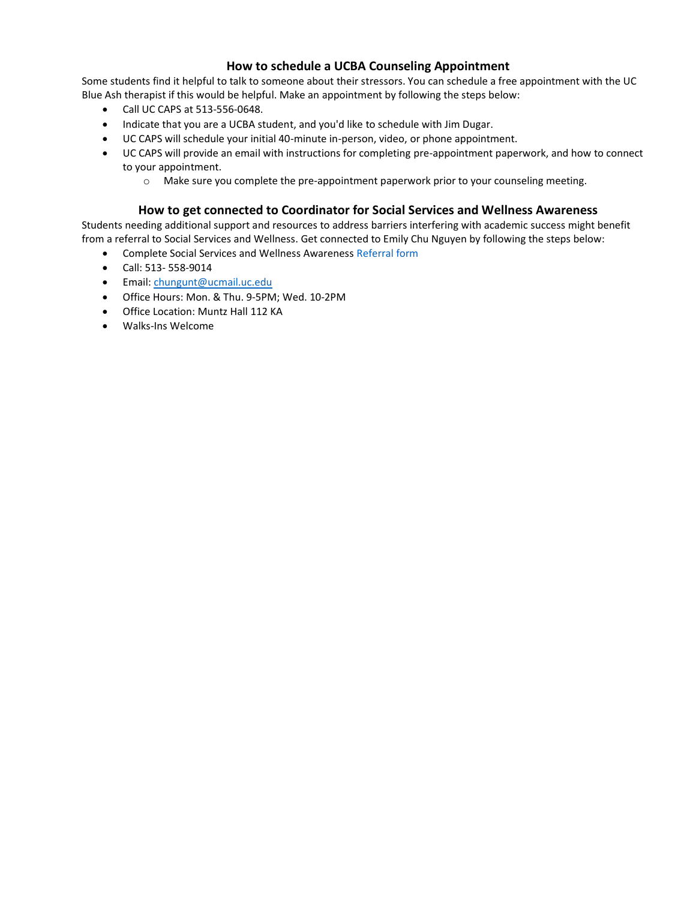## How to schedule a UCBA Counseling Appointment

Some students find it helpful to talk to someone about their stressors. You can schedule a free appointment with the UC Blue Ash therapist if this would be helpful. Make an appointment by following the steps below:

- Call UC CAPS at 513-556-0648.
- Indicate that you are a UCBA student, and you'd like to schedule with Jim Dugar.
- UC CAPS will schedule your initial 40-minute in-person, video, or phone appointment.
- UC CAPS will provide an email with instructions for completing pre-appointment paperwork, and how to connect to your appointment.
  - Make sure you complete the pre-appointment paperwork prior to your counseling meeting.

## How to get connected to Coordinator for Social Services and Wellness Awareness

Students needing additional support and resources to address barriers interfering with academic success might benefit from a referral to Social Services and Wellness. Get connected to Emily Chu Nguyen by following the steps below:

- Complete Social Services and Wellness Awareness Referral form
- Call: 513- 558-9014
- Email: chungunt@ucmail.uc.edu
- Office Hours: Mon. & Thu. 9-5PM; Wed. 10-2PM
- Office Location: Muntz Hall 112 KA
- Walks-Ins Welcome